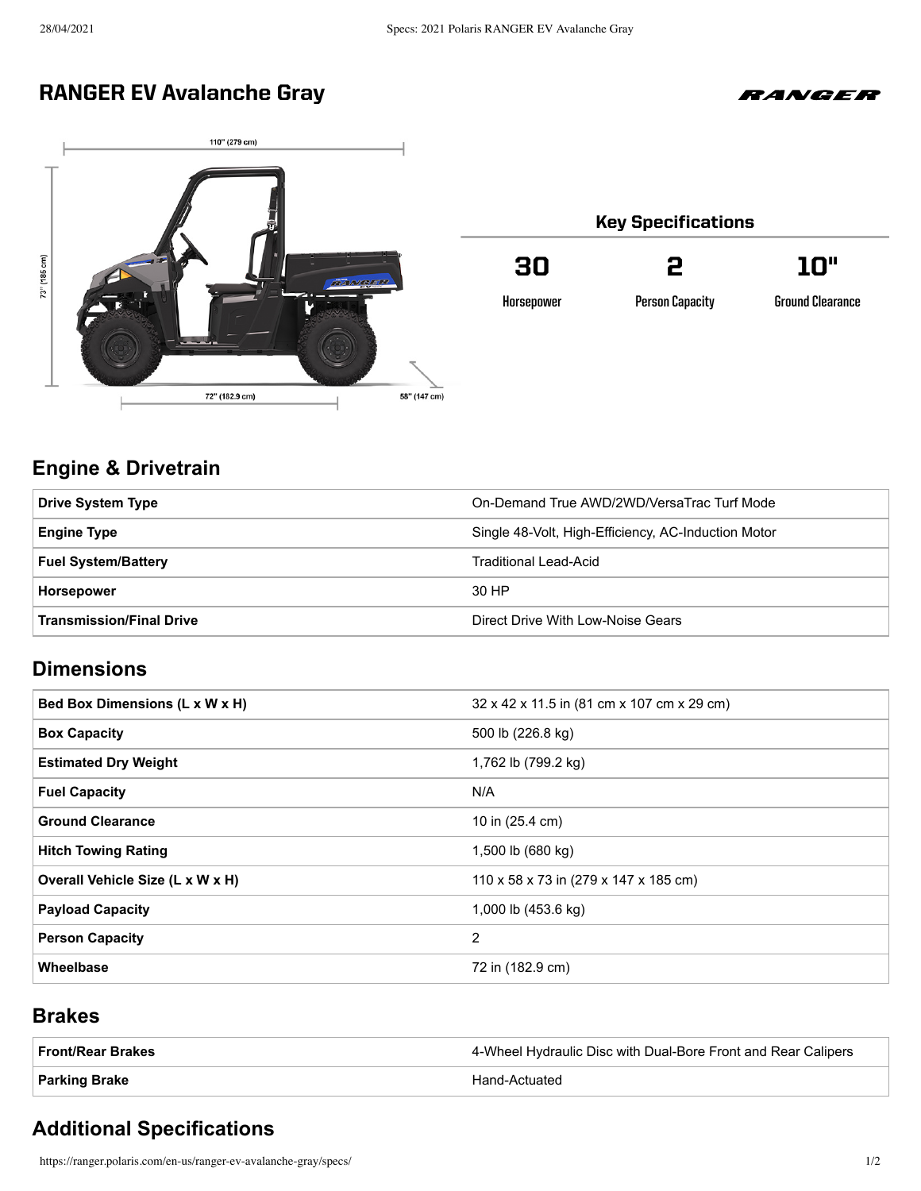# RANGER EV Avalanche Gray

RANGER

110" (279 cm)

73" (185 cm)

72" (182.9 cm)

58" (147 cm)

## Key Specifications

| | | |
|---|---|---|
| 30 | 2 | 10" |
| Horsepower | Person Capacity | Ground Clearance |

## Engine & Drivetrain

| | |
|---|---|
| **Drive System Type** | On-Demand True AWD/2WD/VersaTrac Turf Mode |
| **Engine Type** | Single 48-Volt, High-Efficiency, AC-Induction Motor |
| **Fuel System/Battery** | Traditional Lead-Acid |
| **Horsepower** | 30 HP |
| **Transmission/Final Drive** | Direct Drive With Low-Noise Gears |

## Dimensions

| | |
|---|---|
| **Bed Box Dimensions (L x W x H)** | 32 x 42 x 11.5 in (81 cm x 107 cm x 29 cm) |
| **Box Capacity** | 500 lb (226.8 kg) |
| **Estimated Dry Weight** | 1,762 lb (799.2 kg) |
| **Fuel Capacity** | N/A |
| **Ground Clearance** | 10 in (25.4 cm) |
| **Hitch Towing Rating** | 1,500 lb (680 kg) |
| **Overall Vehicle Size (L x W x H)** | 110 x 58 x 73 in (279 x 147 x 185 cm) |
| **Payload Capacity** | 1,000 lb (453.6 kg) |
| **Person Capacity** | 2 |
| **Wheelbase** | 72 in (182.9 cm) |

## Brakes

| | |
|---|---|
| **Front/Rear Brakes** | 4-Wheel Hydraulic Disc with Dual-Bore Front and Rear Calipers |
| **Parking Brake** | Hand-Actuated |

## Additional Specifications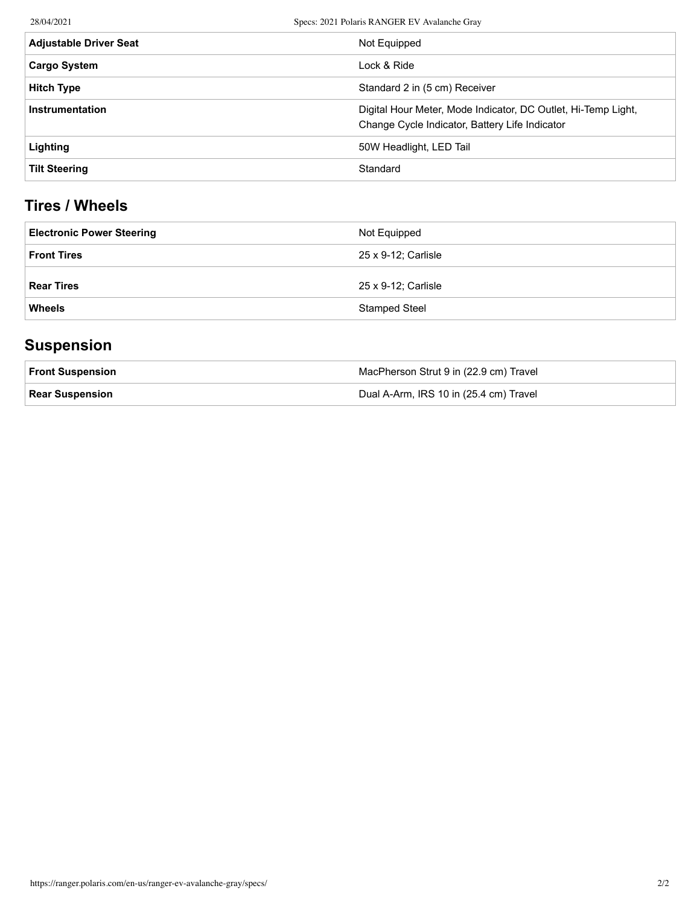| | |
|---|---|
| **Adjustable Driver Seat** | Not Equipped |
| **Cargo System** | Lock & Ride |
| **Hitch Type** | Standard 2 in (5 cm) Receiver |
| **Instrumentation** | Digital Hour Meter, Mode Indicator, DC Outlet, Hi-Temp Light, Change Cycle Indicator, Battery Life Indicator |
| **Lighting** | 50W Headlight, LED Tail |
| **Tilt Steering** | Standard |

## Tires / Wheels

| | |
|---|---|
| **Electronic Power Steering** | Not Equipped |
| **Front Tires** | 25 x 9-12; Carlisle |
| **Rear Tires** | 25 x 9-12; Carlisle |
| **Wheels** | Stamped Steel |

## Suspension

| | |
|---|---|
| **Front Suspension** | MacPherson Strut 9 in (22.9 cm) Travel |
| **Rear Suspension** | Dual A-Arm, IRS 10 in (25.4 cm) Travel |